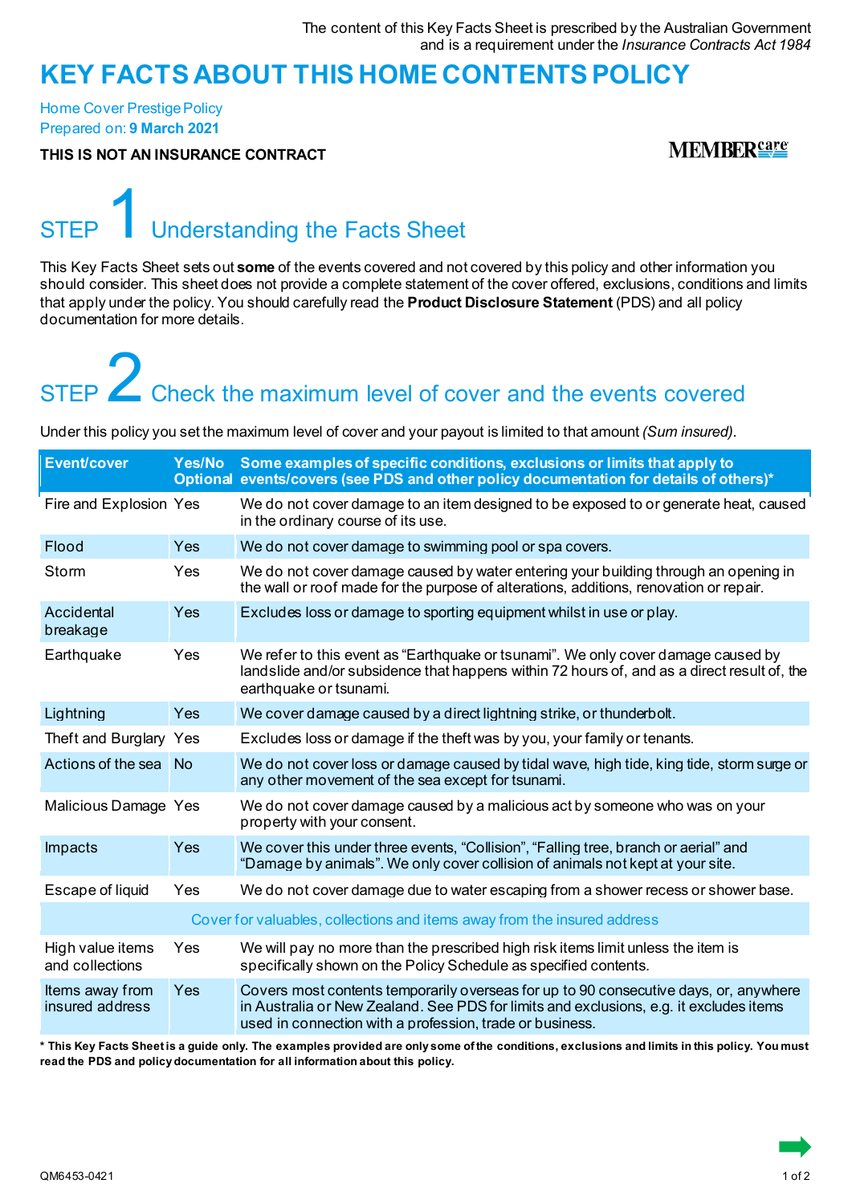The content of this Key Facts Sheet is prescribed by the Australian Government and is a requirement under the *Insurance Contracts Act 1984*

# KEY FACTS ABOUT THIS HOME CONTENTS POLICY

Home Cover Prestige Policy
Prepared on: **9 March 2021**

**THIS IS NOT AN INSURANCE CONTRACT**

MEMBERcare

## STEP 1 Understanding the Facts Sheet

This Key Facts Sheet sets out **some** of the events covered and not covered by this policy and other information you should consider. This sheet does not provide a complete statement of the cover offered, exclusions, conditions and limits that apply under the policy. You should carefully read the **Product Disclosure Statement** (PDS) and all policy documentation for more details.

## STEP 2 Check the maximum level of cover and the events covered

Under this policy you set the maximum level of cover and your payout is limited to that amount *(Sum insured)*.

| Event/cover | Yes/No Optional | Some examples of specific conditions, exclusions or limits that apply to events/covers (see PDS and other policy documentation for details of others)* |
|---|---|---|
| Fire and Explosion | Yes | We do not cover damage to an item designed to be exposed to or generate heat, caused in the ordinary course of its use. |
| Flood | Yes | We do not cover damage to swimming pool or spa covers. |
| Storm | Yes | We do not cover damage caused by water entering your building through an opening in the wall or roof made for the purpose of alterations, additions, renovation or repair. |
| Accidental breakage | Yes | Excludes loss or damage to sporting equipment whilst in use or play. |
| Earthquake | Yes | We refer to this event as "Earthquake or tsunami". We only cover damage caused by landslide and/or subsidence that happens within 72 hours of, and as a direct result of, the earthquake or tsunami. |
| Lightning | Yes | We cover damage caused by a direct lightning strike, or thunderbolt. |
| Theft and Burglary | Yes | Excludes loss or damage if the theft was by you, your family or tenants. |
| Actions of the sea | No | We do not cover loss or damage caused by tidal wave, high tide, king tide, storm surge or any other movement of the sea except for tsunami. |
| Malicious Damage | Yes | We do not cover damage caused by a malicious act by someone who was on your property with your consent. |
| Impacts | Yes | We cover this under three events, "Collision", "Falling tree, branch or aerial" and "Damage by animals". We only cover collision of animals not kept at your site. |
| Escape of liquid | Yes | We do not cover damage due to water escaping from a shower recess or shower base. |
| **Cover for valuables, collections and items away from the insured address** | | |
| High value items and collections | Yes | We will pay no more than the prescribed high risk items limit unless the item is specifically shown on the Policy Schedule as specified contents. |
| Items away from insured address | Yes | Covers most contents temporarily overseas for up to 90 consecutive days, or, anywhere in Australia or New Zealand. See PDS for limits and exclusions, e.g. it excludes items used in connection with a profession, trade or business. |

**\* This Key Facts Sheet is a guide only. The examples provided are only some of the conditions, exclusions and limits in this policy. You must read the PDS and policy documentation for all information about this policy.**

QM6453-0421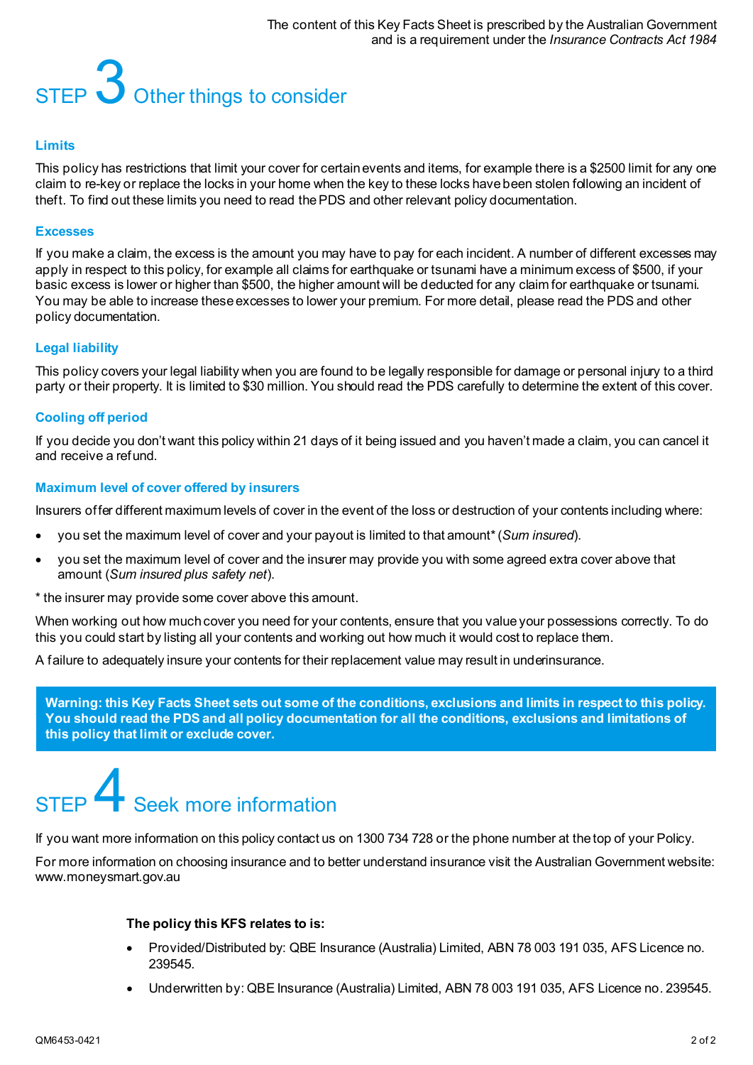The content of this Key Facts Sheet is prescribed by the Australian Government and is a requirement under the *Insurance Contracts Act 1984*

# STEP 3 Other things to consider

### Limits

This policy has restrictions that limit your cover for certain events and items, for example there is a $2500 limit for any one claim to re-key or replace the locks in your home when the key to these locks have been stolen following an incident of theft. To find out these limits you need to read the PDS and other relevant policy documentation.

### Excesses

If you make a claim, the excess is the amount you may have to pay for each incident. A number of different excesses may apply in respect to this policy, for example all claims for earthquake or tsunami have a minimum excess of $500, if your basic excess is lower or higher than $500, the higher amount will be deducted for any claim for earthquake or tsunami. You may be able to increase these excesses to lower your premium. For more detail, please read the PDS and other policy documentation.

### Legal liability

This policy covers your legal liability when you are found to be legally responsible for damage or personal injury to a third party or their property. It is limited to $30 million. You should read the PDS carefully to determine the extent of this cover.

### Cooling off period

If you decide you don't want this policy within 21 days of it being issued and you haven't made a claim, you can cancel it and receive a refund.

### Maximum level of cover offered by insurers

Insurers offer different maximum levels of cover in the event of the loss or destruction of your contents including where:

- you set the maximum level of cover and your payout is limited to that amount* (*Sum insured*).
- you set the maximum level of cover and the insurer may provide you with some agreed extra cover above that amount (*Sum insured plus safety net*).

\* the insurer may provide some cover above this amount.

When working out how much cover you need for your contents, ensure that you value your possessions correctly. To do this you could start by listing all your contents and working out how much it would cost to replace them.

A failure to adequately insure your contents for their replacement value may result in underinsurance.

**Warning: this Key Facts Sheet sets out some of the conditions, exclusions and limits in respect to this policy. You should read the PDS and all policy documentation for all the conditions, exclusions and limitations of this policy that limit or exclude cover.**

# STEP 4 Seek more information

If you want more information on this policy contact us on 1300 734 728 or the phone number at the top of your Policy.

For more information on choosing insurance and to better understand insurance visit the Australian Government website: www.moneysmart.gov.au

**The policy this KFS relates to is:**

- Provided/Distributed by: QBE Insurance (Australia) Limited, ABN 78 003 191 035, AFS Licence no. 239545.
- Underwritten by: QBE Insurance (Australia) Limited, ABN 78 003 191 035, AFS Licence no. 239545.

QM6453-0421